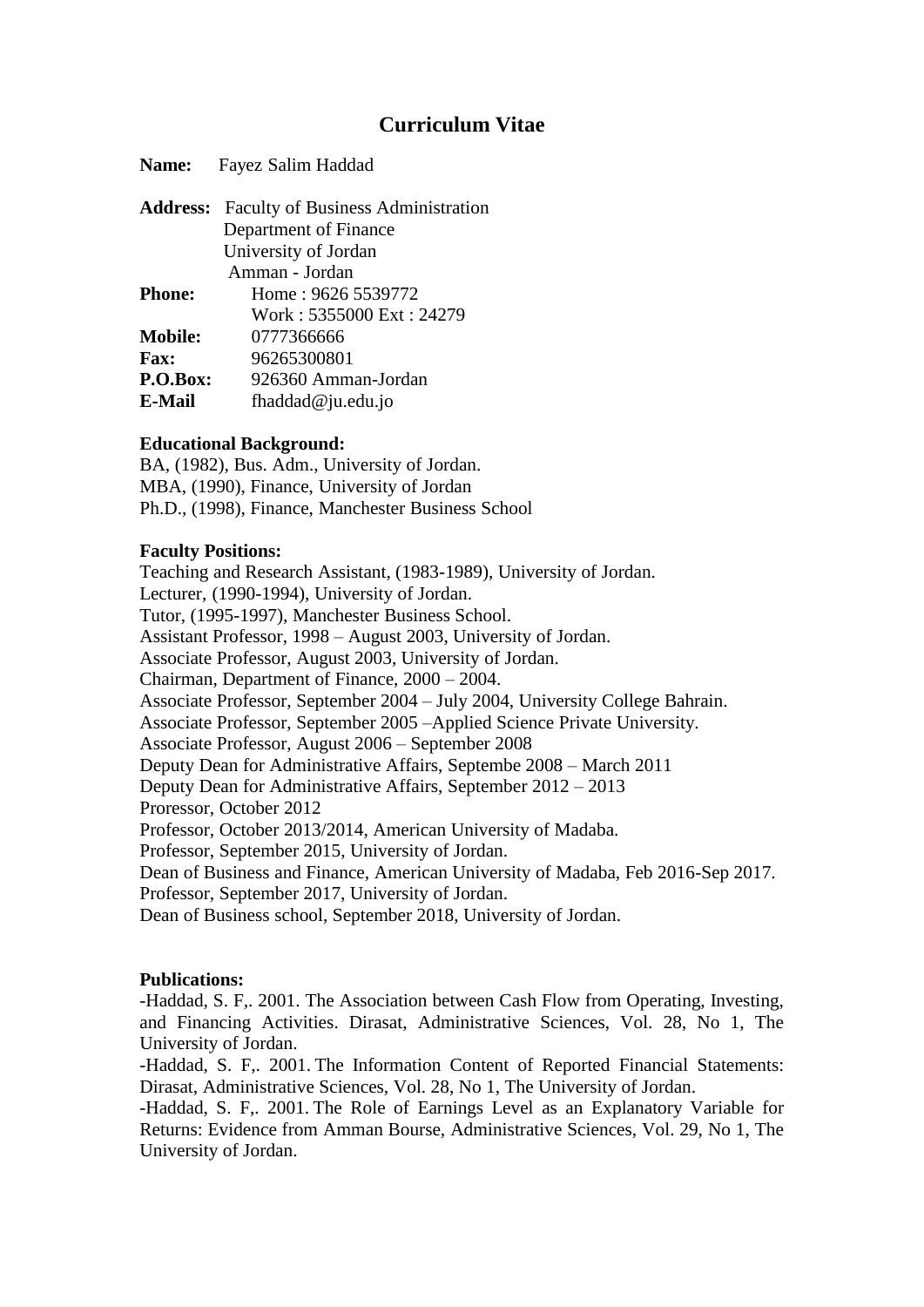# Curriculum Vitae

**Name:** Fayez Salim Haddad

**Address:** Faculty of Business Administration
Department of Finance
University of Jordan
Amman - Jordan

**Phone:** Home : 9626 5539772
Work : 5355000 Ext : 24279

**Mobile:** 0777366666

**Fax:** 96265300801

**P.O.Box:** 926360 Amman-Jordan

**E-Mail** fhaddad@ju.edu.jo

**Educational Background:**

BA, (1982), Bus. Adm., University of Jordan.
MBA, (1990), Finance, University of Jordan
Ph.D., (1998), Finance, Manchester Business School

**Faculty Positions:**

Teaching and Research Assistant, (1983-1989), University of Jordan.
Lecturer, (1990-1994), University of Jordan.
Tutor, (1995-1997), Manchester Business School.
Assistant Professor, 1998 – August 2003, University of Jordan.
Associate Professor, August 2003, University of Jordan.
Chairman, Department of Finance, 2000 – 2004.
Associate Professor, September 2004 – July 2004, University College Bahrain.
Associate Professor, September 2005 –Applied Science Private University.
Associate Professor, August 2006 – September 2008
Deputy Dean for Administrative Affairs, Septembe 2008 – March 2011
Deputy Dean for Administrative Affairs, September 2012 – 2013
Proressor, October 2012
Professor, October 2013/2014, American University of Madaba.
Professor, September 2015, University of Jordan.
Dean of Business and Finance, American University of Madaba, Feb 2016-Sep 2017.
Professor, September 2017, University of Jordan.
Dean of Business school, September 2018, University of Jordan.

**Publications:**

-Haddad, S. F,. 2001. The Association between Cash Flow from Operating, Investing, and Financing Activities. Dirasat, Administrative Sciences, Vol. 28, No 1, The University of Jordan.

-Haddad, S. F,. 2001. The Information Content of Reported Financial Statements: Dirasat, Administrative Sciences, Vol. 28, No 1, The University of Jordan.

-Haddad, S. F,. 2001. The Role of Earnings Level as an Explanatory Variable for Returns: Evidence from Amman Bourse, Administrative Sciences, Vol. 29, No 1, The University of Jordan.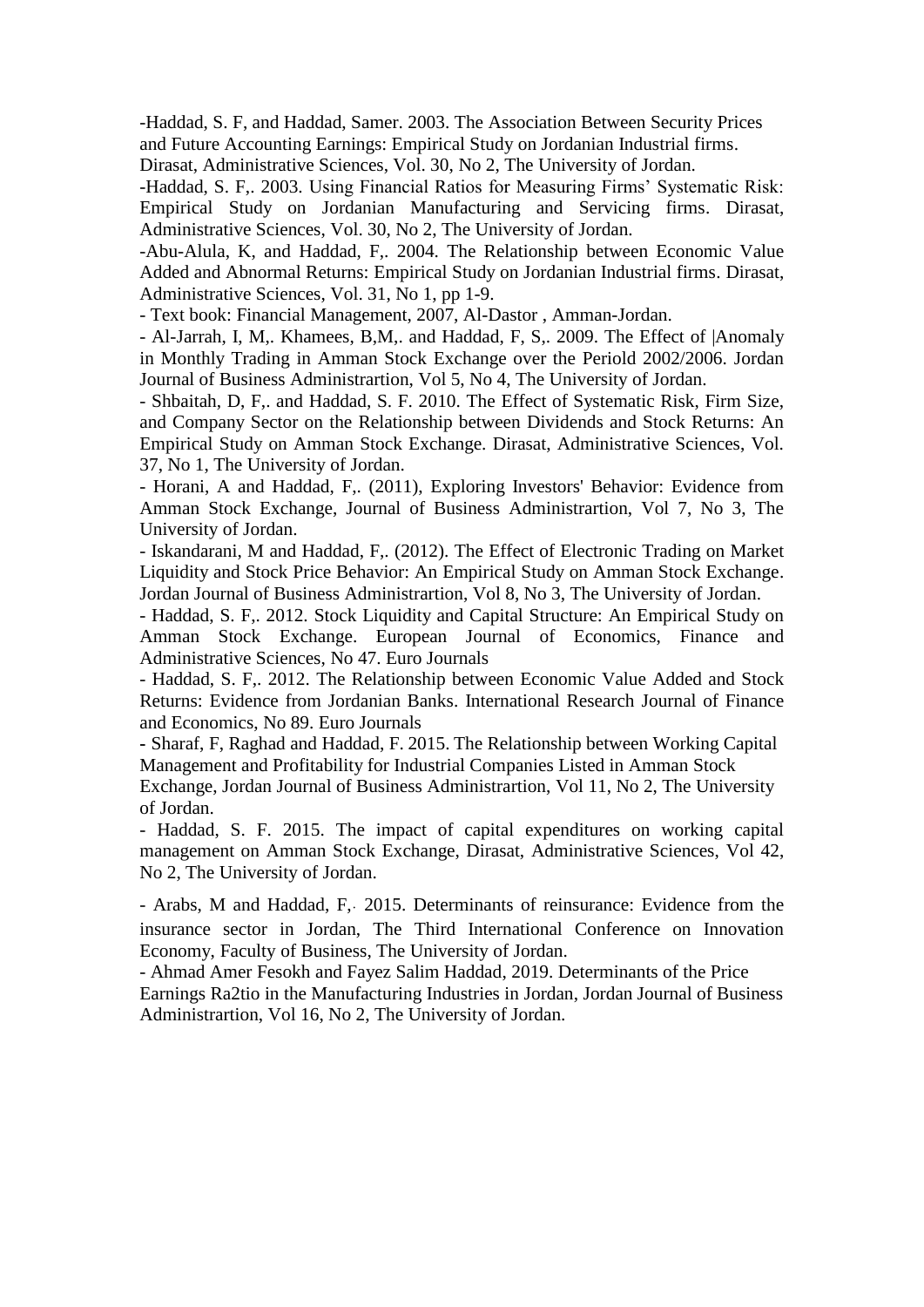-Haddad, S. F, and Haddad, Samer. 2003. The Association Between Security Prices and Future Accounting Earnings: Empirical Study on Jordanian Industrial firms. Dirasat, Administrative Sciences, Vol. 30, No 2, The University of Jordan.

-Haddad, S. F,. 2003. Using Financial Ratios for Measuring Firms' Systematic Risk: Empirical Study on Jordanian Manufacturing and Servicing firms. Dirasat, Administrative Sciences, Vol. 30, No 2, The University of Jordan.

-Abu-Alula, K, and Haddad, F,. 2004. The Relationship between Economic Value Added and Abnormal Returns: Empirical Study on Jordanian Industrial firms. Dirasat, Administrative Sciences, Vol. 31, No 1, pp 1-9.

- Text book: Financial Management, 2007, Al-Dastor , Amman-Jordan.

- Al-Jarrah, I, M,. Khamees, B,M,. and Haddad, F, S,. 2009. The Effect of |Anomaly in Monthly Trading in Amman Stock Exchange over the Periold 2002/2006. Jordan Journal of Business Administrartion, Vol 5, No 4, The University of Jordan.

- Shbaitah, D, F,. and Haddad, S. F. 2010. The Effect of Systematic Risk, Firm Size, and Company Sector on the Relationship between Dividends and Stock Returns: An Empirical Study on Amman Stock Exchange. Dirasat, Administrative Sciences, Vol. 37, No 1, The University of Jordan.

- Horani, A and Haddad, F,. (2011), Exploring Investors' Behavior: Evidence from Amman Stock Exchange, Journal of Business Administrartion, Vol 7, No 3, The University of Jordan.

- Iskandarani, M and Haddad, F,. (2012). The Effect of Electronic Trading on Market Liquidity and Stock Price Behavior: An Empirical Study on Amman Stock Exchange. Jordan Journal of Business Administrartion, Vol 8, No 3, The University of Jordan.

- Haddad, S. F,. 2012. Stock Liquidity and Capital Structure: An Empirical Study on Amman Stock Exchange. European Journal of Economics, Finance and Administrative Sciences, No 47. Euro Journals

- Haddad, S. F,. 2012. The Relationship between Economic Value Added and Stock Returns: Evidence from Jordanian Banks. International Research Journal of Finance and Economics, No 89. Euro Journals

- Sharaf, F, Raghad and Haddad, F. 2015. The Relationship between Working Capital Management and Profitability for Industrial Companies Listed in Amman Stock Exchange, Jordan Journal of Business Administrartion, Vol 11, No 2, The University of Jordan.

- Haddad, S. F. 2015. The impact of capital expenditures on working capital management on Amman Stock Exchange, Dirasat, Administrative Sciences, Vol 42, No 2, The University of Jordan.

- Arabs, M and Haddad, F,. 2015. Determinants of reinsurance: Evidence from the insurance sector in Jordan, The Third International Conference on Innovation Economy, Faculty of Business, The University of Jordan.

- Ahmad Amer Fesokh and Fayez Salim Haddad, 2019. Determinants of the Price Earnings Ra2tio in the Manufacturing Industries in Jordan, Jordan Journal of Business Administrartion, Vol 16, No 2, The University of Jordan.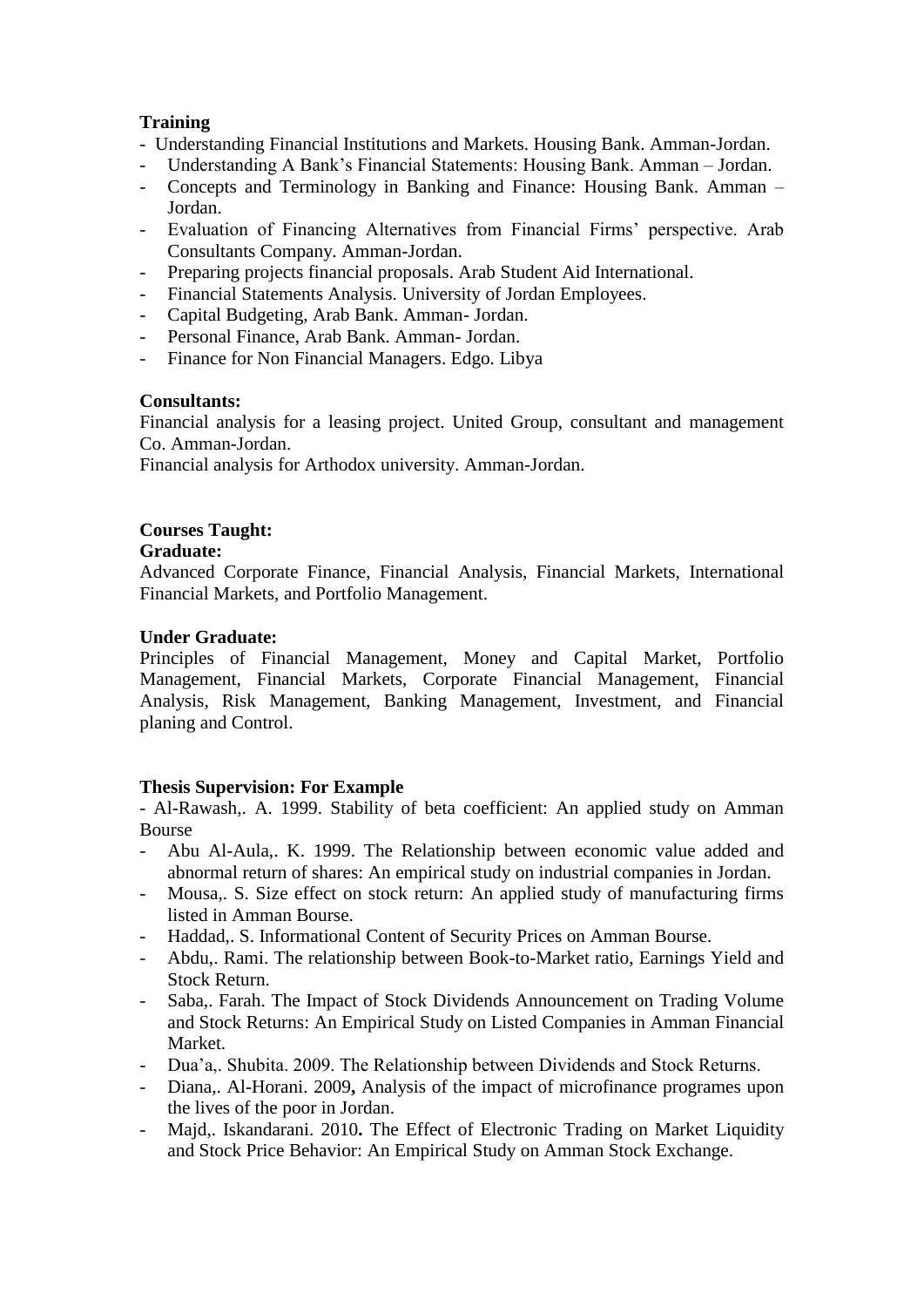**Training**

- Understanding Financial Institutions and Markets. Housing Bank. Amman-Jordan.
- Understanding A Bank's Financial Statements: Housing Bank. Amman – Jordan.
- Concepts and Terminology in Banking and Finance: Housing Bank. Amman – Jordan.
- Evaluation of Financing Alternatives from Financial Firms' perspective. Arab Consultants Company. Amman-Jordan.
- Preparing projects financial proposals. Arab Student Aid International.
- Financial Statements Analysis. University of Jordan Employees.
- Capital Budgeting, Arab Bank. Amman- Jordan.
- Personal Finance, Arab Bank. Amman- Jordan.
- Finance for Non Financial Managers. Edgo. Libya

**Consultants:**

Financial analysis for a leasing project. United Group, consultant and management Co. Amman-Jordan.

Financial analysis for Arthodox university. Amman-Jordan.

**Courses Taught:**

**Graduate:**

Advanced Corporate Finance, Financial Analysis, Financial Markets, International Financial Markets, and Portfolio Management.

**Under Graduate:**

Principles of Financial Management, Money and Capital Market, Portfolio Management, Financial Markets, Corporate Financial Management, Financial Analysis, Risk Management, Banking Management, Investment, and Financial planing and Control.

**Thesis Supervision: For Example**

- Al-Rawash,. A. 1999. Stability of beta coefficient: An applied study on Amman Bourse
- Abu Al-Aula,. K. 1999. The Relationship between economic value added and abnormal return of shares: An empirical study on industrial companies in Jordan.
- Mousa,. S. Size effect on stock return: An applied study of manufacturing firms listed in Amman Bourse.
- Haddad,. S. Informational Content of Security Prices on Amman Bourse.
- Abdu,. Rami. The relationship between Book-to-Market ratio, Earnings Yield and Stock Return.
- Saba,. Farah. The Impact of Stock Dividends Announcement on Trading Volume and Stock Returns: An Empirical Study on Listed Companies in Amman Financial Market.
- Dua'a,. Shubita. 2009. The Relationship between Dividends and Stock Returns.
- Diana,. Al-Horani. 2009**,** Analysis of the impact of microfinance programes upon the lives of the poor in Jordan.
- Majd,. Iskandarani. 2010**.** The Effect of Electronic Trading on Market Liquidity and Stock Price Behavior: An Empirical Study on Amman Stock Exchange.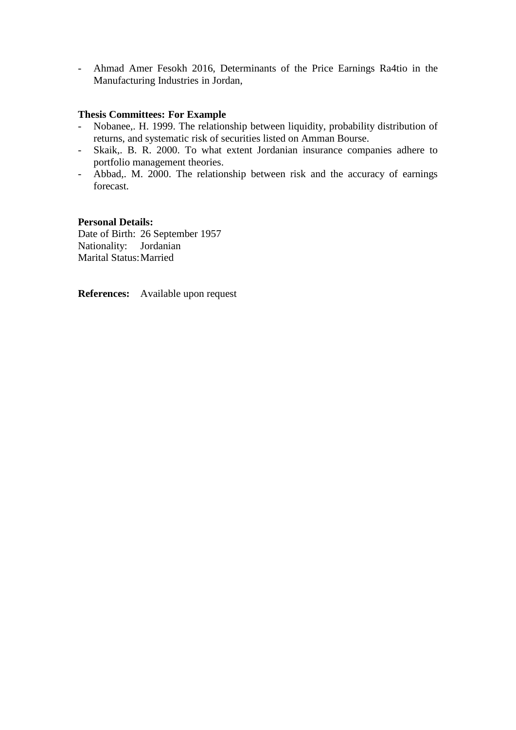- Ahmad Amer Fesokh 2016, Determinants of the Price Earnings Ra4tio in the Manufacturing Industries in Jordan,

**Thesis Committees: For Example**

- Nobanee,. H. 1999. The relationship between liquidity, probability distribution of returns, and systematic risk of securities listed on Amman Bourse.
- Skaik,. B. R. 2000. To what extent Jordanian insurance companies adhere to portfolio management theories.
- Abbad,. M. 2000. The relationship between risk and the accuracy of earnings forecast.

**Personal Details:**

Date of Birth: 26 September 1957
Nationality: Jordanian
Marital Status: Married

**References:** Available upon request